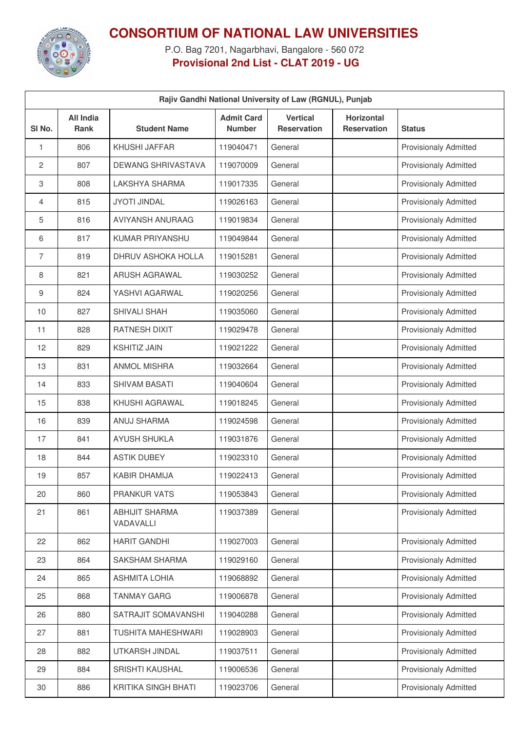# CONSORTIUM OF NATIONAL LAW UNIVERSITIES

P.O. Bag 7201, Nagarbhavi, Bangalore - 560 072

**Provisional 2nd List - CLAT 2019 - UG**

| Rajiv Gandhi National University of Law (RGNUL), Punjab | | | | | | |
|---|---|---|---|---|---|---|
| Sl No. | All India Rank | Student Name | Admit Card Number | Vertical Reservation | Horizontal Reservation | Status |
| 1 | 806 | KHUSHI JAFFAR | 119040471 | General | | Provisionaly Admitted |
| 2 | 807 | DEWANG SHRIVASTAVA | 119070009 | General | | Provisionaly Admitted |
| 3 | 808 | LAKSHYA SHARMA | 119017335 | General | | Provisionaly Admitted |
| 4 | 815 | JYOTI JINDAL | 119026163 | General | | Provisionaly Admitted |
| 5 | 816 | AVIYANSH ANURAAG | 119019834 | General | | Provisionaly Admitted |
| 6 | 817 | KUMAR PRIYANSHU | 119049844 | General | | Provisionaly Admitted |
| 7 | 819 | DHRUV ASHOKA HOLLA | 119015281 | General | | Provisionaly Admitted |
| 8 | 821 | ARUSH AGRAWAL | 119030252 | General | | Provisionaly Admitted |
| 9 | 824 | YASHVI AGARWAL | 119020256 | General | | Provisionaly Admitted |
| 10 | 827 | SHIVALI SHAH | 119035060 | General | | Provisionaly Admitted |
| 11 | 828 | RATNESH DIXIT | 119029478 | General | | Provisionaly Admitted |
| 12 | 829 | KSHITIZ JAIN | 119021222 | General | | Provisionaly Admitted |
| 13 | 831 | ANMOL MISHRA | 119032664 | General | | Provisionaly Admitted |
| 14 | 833 | SHIVAM BASATI | 119040604 | General | | Provisionaly Admitted |
| 15 | 838 | KHUSHI AGRAWAL | 119018245 | General | | Provisionaly Admitted |
| 16 | 839 | ANUJ SHARMA | 119024598 | General | | Provisionaly Admitted |
| 17 | 841 | AYUSH SHUKLA | 119031876 | General | | Provisionaly Admitted |
| 18 | 844 | ASTIK DUBEY | 119023310 | General | | Provisionaly Admitted |
| 19 | 857 | KABIR DHAMIJA | 119022413 | General | | Provisionaly Admitted |
| 20 | 860 | PRANKUR VATS | 119053843 | General | | Provisionaly Admitted |
| 21 | 861 | ABHIJIT SHARMA VADAVALLI | 119037389 | General | | Provisionaly Admitted |
| 22 | 862 | HARIT GANDHI | 119027003 | General | | Provisionaly Admitted |
| 23 | 864 | SAKSHAM SHARMA | 119029160 | General | | Provisionaly Admitted |
| 24 | 865 | ASHMITA LOHIA | 119068892 | General | | Provisionaly Admitted |
| 25 | 868 | TANMAY GARG | 119006878 | General | | Provisionaly Admitted |
| 26 | 880 | SATRAJIT SOMAVANSHI | 119040288 | General | | Provisionaly Admitted |
| 27 | 881 | TUSHITA MAHESHWARI | 119028903 | General | | Provisionaly Admitted |
| 28 | 882 | UTKARSH JINDAL | 119037511 | General | | Provisionaly Admitted |
| 29 | 884 | SRISHTI KAUSHAL | 119006536 | General | | Provisionaly Admitted |
| 30 | 886 | KRITIKA SINGH BHATI | 119023706 | General | | Provisionaly Admitted |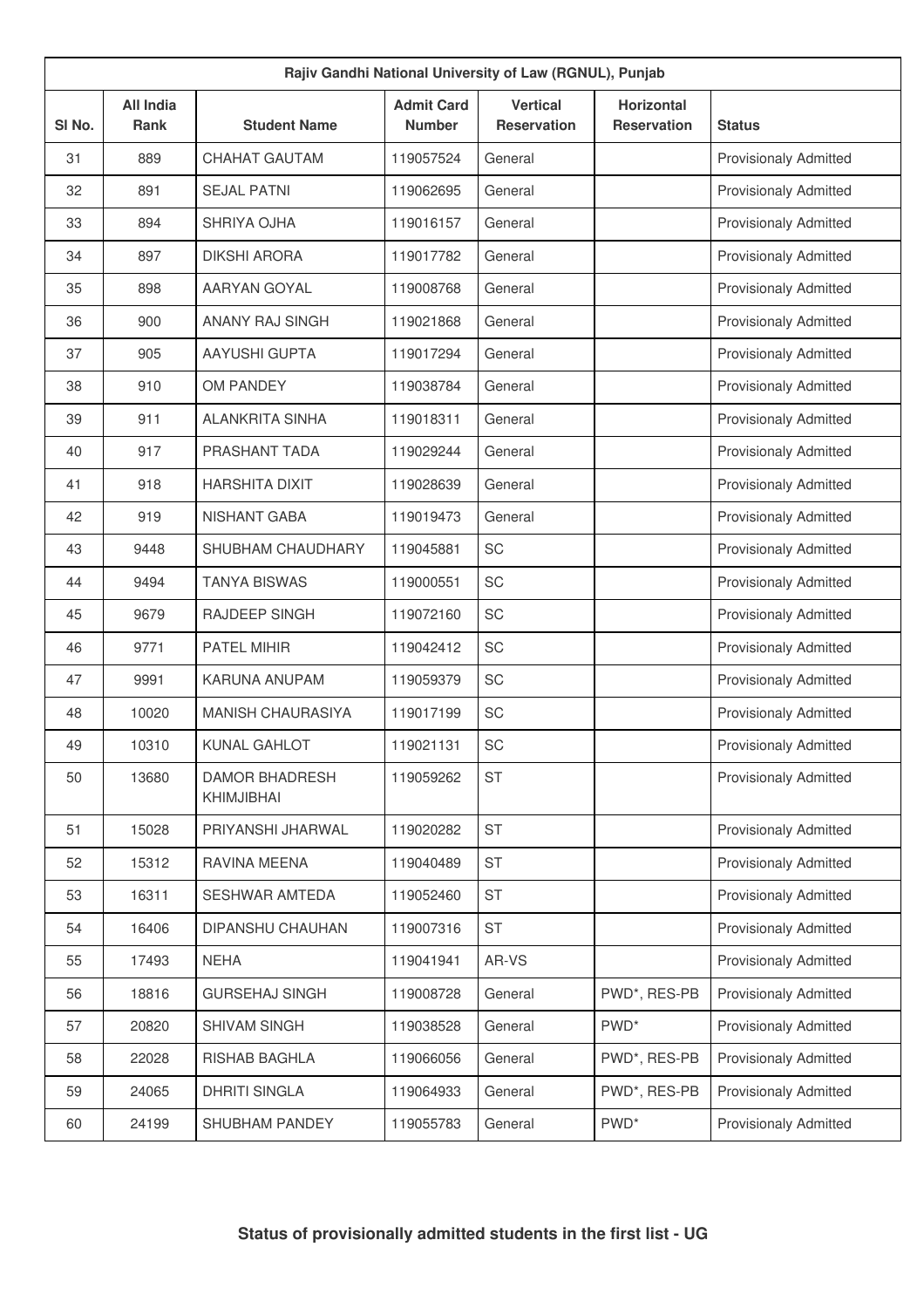| Rajiv Gandhi National University of Law (RGNUL), Punjab | | | | | | |
|---|---|---|---|---|---|---|
| Sl No. | All India Rank | Student Name | Admit Card Number | Vertical Reservation | Horizontal Reservation | Status |
| 31 | 889 | CHAHAT GAUTAM | 119057524 | General | | Provisionaly Admitted |
| 32 | 891 | SEJAL PATNI | 119062695 | General | | Provisionaly Admitted |
| 33 | 894 | SHRIYA OJHA | 119016157 | General | | Provisionaly Admitted |
| 34 | 897 | DIKSHI ARORA | 119017782 | General | | Provisionaly Admitted |
| 35 | 898 | AARYAN GOYAL | 119008768 | General | | Provisionaly Admitted |
| 36 | 900 | ANANY RAJ SINGH | 119021868 | General | | Provisionaly Admitted |
| 37 | 905 | AAYUSHI GUPTA | 119017294 | General | | Provisionaly Admitted |
| 38 | 910 | OM PANDEY | 119038784 | General | | Provisionaly Admitted |
| 39 | 911 | ALANKRITA SINHA | 119018311 | General | | Provisionaly Admitted |
| 40 | 917 | PRASHANT TADA | 119029244 | General | | Provisionaly Admitted |
| 41 | 918 | HARSHITA DIXIT | 119028639 | General | | Provisionaly Admitted |
| 42 | 919 | NISHANT GABA | 119019473 | General | | Provisionaly Admitted |
| 43 | 9448 | SHUBHAM CHAUDHARY | 119045881 | SC | | Provisionaly Admitted |
| 44 | 9494 | TANYA BISWAS | 119000551 | SC | | Provisionaly Admitted |
| 45 | 9679 | RAJDEEP SINGH | 119072160 | SC | | Provisionaly Admitted |
| 46 | 9771 | PATEL MIHIR | 119042412 | SC | | Provisionaly Admitted |
| 47 | 9991 | KARUNA ANUPAM | 119059379 | SC | | Provisionaly Admitted |
| 48 | 10020 | MANISH CHAURASIYA | 119017199 | SC | | Provisionaly Admitted |
| 49 | 10310 | KUNAL GAHLOT | 119021131 | SC | | Provisionaly Admitted |
| 50 | 13680 | DAMOR BHADRESH KHIMJIBHAI | 119059262 | ST | | Provisionaly Admitted |
| 51 | 15028 | PRIYANSHI JHARWAL | 119020282 | ST | | Provisionaly Admitted |
| 52 | 15312 | RAVINA MEENA | 119040489 | ST | | Provisionaly Admitted |
| 53 | 16311 | SESHWAR AMTEDA | 119052460 | ST | | Provisionaly Admitted |
| 54 | 16406 | DIPANSHU CHAUHAN | 119007316 | ST | | Provisionaly Admitted |
| 55 | 17493 | NEHA | 119041941 | AR-VS | | Provisionaly Admitted |
| 56 | 18816 | GURSEHAJ SINGH | 119008728 | General | PWD*, RES-PB | Provisionaly Admitted |
| 57 | 20820 | SHIVAM SINGH | 119038528 | General | PWD* | Provisionaly Admitted |
| 58 | 22028 | RISHAB BAGHLA | 119066056 | General | PWD*, RES-PB | Provisionaly Admitted |
| 59 | 24065 | DHRITI SINGLA | 119064933 | General | PWD*, RES-PB | Provisionaly Admitted |
| 60 | 24199 | SHUBHAM PANDEY | 119055783 | General | PWD* | Provisionaly Admitted |

**Status of provisionally admitted students in the first list - UG**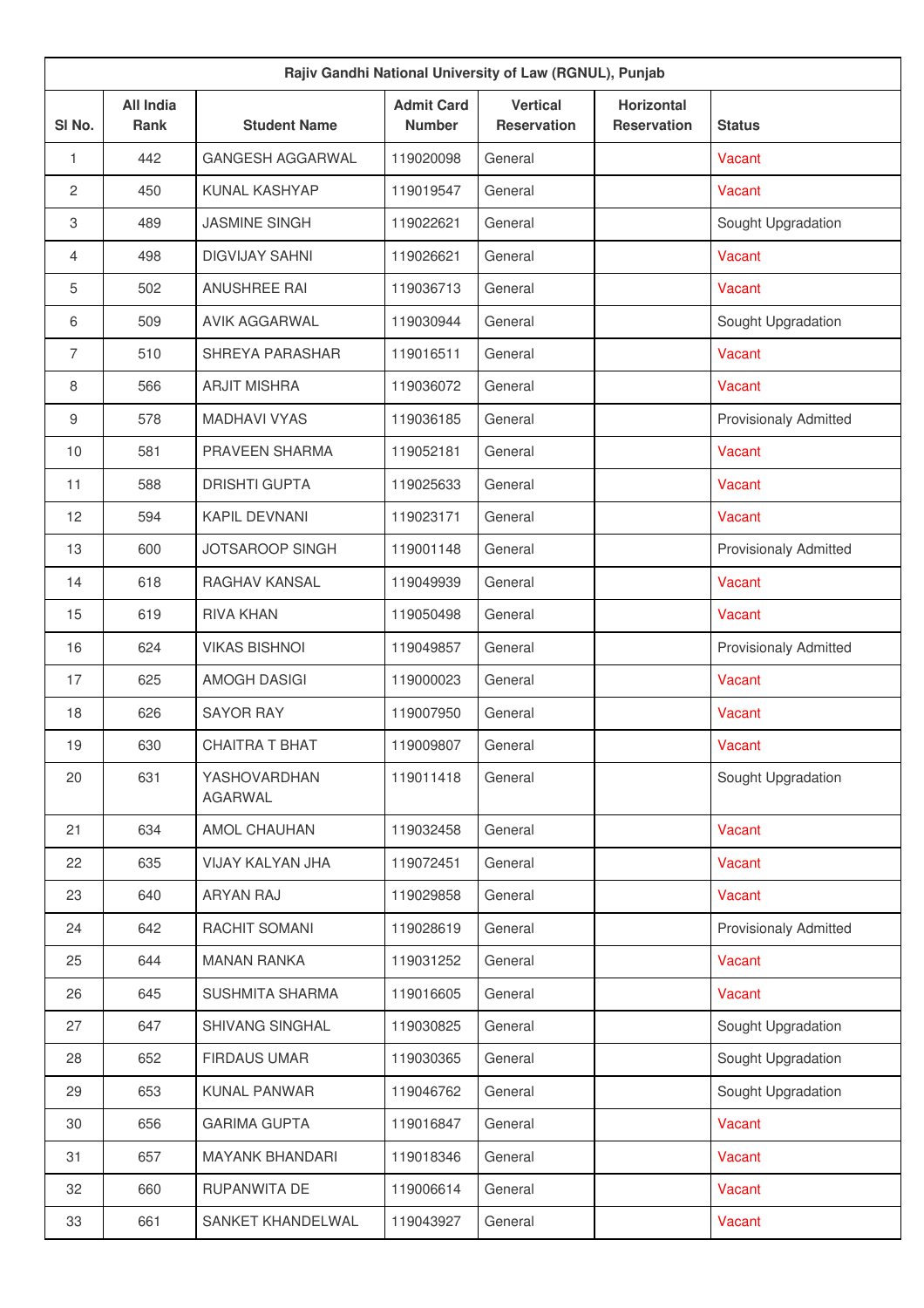| Rajiv Gandhi National University of Law (RGNUL), Punjab | | | | | | |
|---|---|---|---|---|---|---|
| Sl No. | All India Rank | Student Name | Admit Card Number | Vertical Reservation | Horizontal Reservation | Status |
| 1 | 442 | GANGESH AGGARWAL | 119020098 | General | | Vacant |
| 2 | 450 | KUNAL KASHYAP | 119019547 | General | | Vacant |
| 3 | 489 | JASMINE SINGH | 119022621 | General | | Sought Upgradation |
| 4 | 498 | DIGVIJAY SAHNI | 119026621 | General | | Vacant |
| 5 | 502 | ANUSHREE RAI | 119036713 | General | | Vacant |
| 6 | 509 | AVIK AGGARWAL | 119030944 | General | | Sought Upgradation |
| 7 | 510 | SHREYA PARASHAR | 119016511 | General | | Vacant |
| 8 | 566 | ARJIT MISHRA | 119036072 | General | | Vacant |
| 9 | 578 | MADHAVI VYAS | 119036185 | General | | Provisionaly Admitted |
| 10 | 581 | PRAVEEN SHARMA | 119052181 | General | | Vacant |
| 11 | 588 | DRISHTI GUPTA | 119025633 | General | | Vacant |
| 12 | 594 | KAPIL DEVNANI | 119023171 | General | | Vacant |
| 13 | 600 | JOTSAROOP SINGH | 119001148 | General | | Provisionaly Admitted |
| 14 | 618 | RAGHAV KANSAL | 119049939 | General | | Vacant |
| 15 | 619 | RIVA KHAN | 119050498 | General | | Vacant |
| 16 | 624 | VIKAS BISHNOI | 119049857 | General | | Provisionaly Admitted |
| 17 | 625 | AMOGH DASIGI | 119000023 | General | | Vacant |
| 18 | 626 | SAYOR RAY | 119007950 | General | | Vacant |
| 19 | 630 | CHAITRA T BHAT | 119009807 | General | | Vacant |
| 20 | 631 | YASHOVARDHAN AGARWAL | 119011418 | General | | Sought Upgradation |
| 21 | 634 | AMOL CHAUHAN | 119032458 | General | | Vacant |
| 22 | 635 | VIJAY KALYAN JHA | 119072451 | General | | Vacant |
| 23 | 640 | ARYAN RAJ | 119029858 | General | | Vacant |
| 24 | 642 | RACHIT SOMANI | 119028619 | General | | Provisionaly Admitted |
| 25 | 644 | MANAN RANKA | 119031252 | General | | Vacant |
| 26 | 645 | SUSHMITA SHARMA | 119016605 | General | | Vacant |
| 27 | 647 | SHIVANG SINGHAL | 119030825 | General | | Sought Upgradation |
| 28 | 652 | FIRDAUS UMAR | 119030365 | General | | Sought Upgradation |
| 29 | 653 | KUNAL PANWAR | 119046762 | General | | Sought Upgradation |
| 30 | 656 | GARIMA GUPTA | 119016847 | General | | Vacant |
| 31 | 657 | MAYANK BHANDARI | 119018346 | General | | Vacant |
| 32 | 660 | RUPANWITA DE | 119006614 | General | | Vacant |
| 33 | 661 | SANKET KHANDELWAL | 119043927 | General | | Vacant |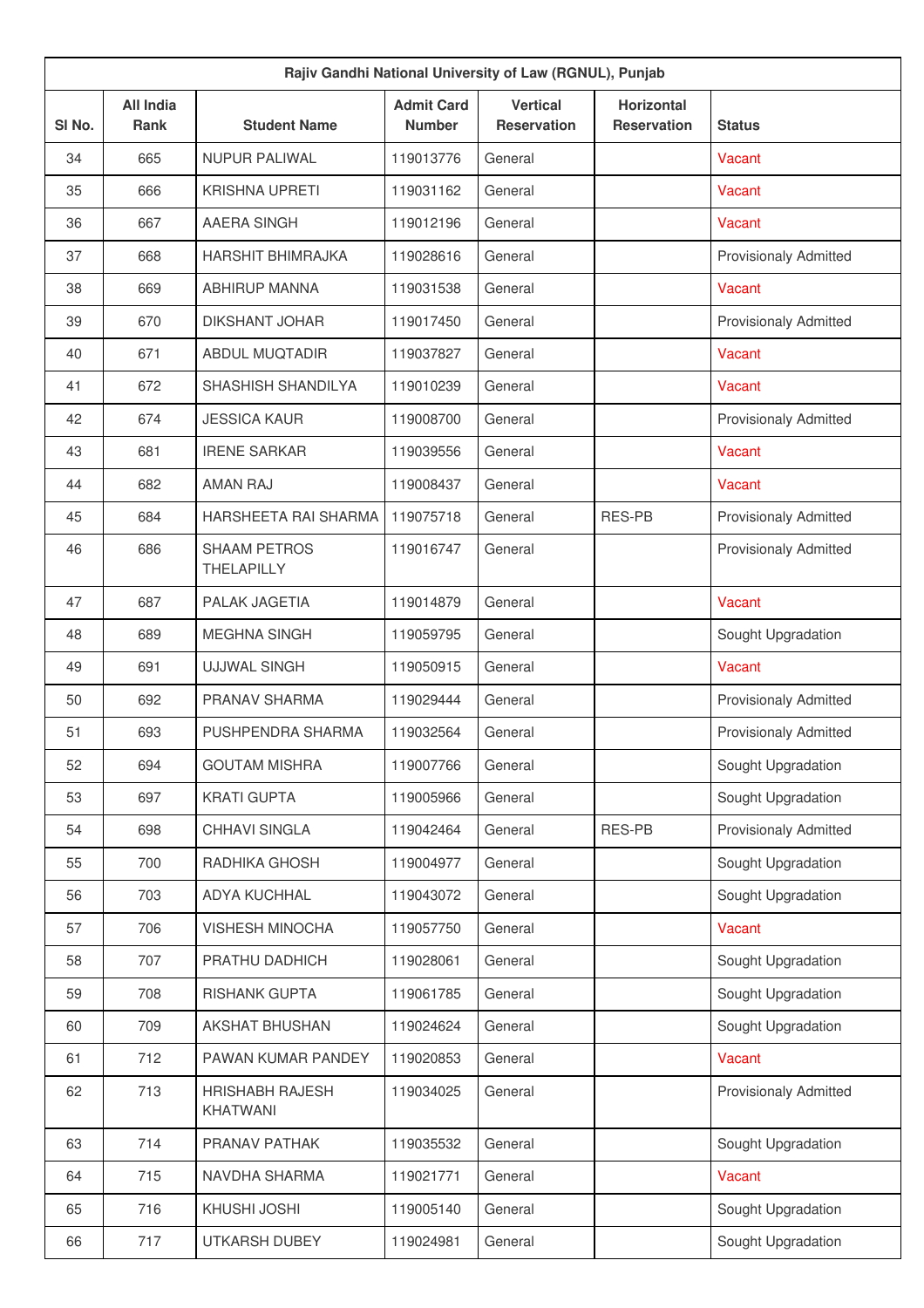| Rajiv Gandhi National University of Law (RGNUL), Punjab | | | | | | |
|---|---|---|---|---|---|---|
| Sl No. | All India Rank | Student Name | Admit Card Number | Vertical Reservation | Horizontal Reservation | Status |
| 34 | 665 | NUPUR PALIWAL | 119013776 | General | | Vacant |
| 35 | 666 | KRISHNA UPRETI | 119031162 | General | | Vacant |
| 36 | 667 | AAERA SINGH | 119012196 | General | | Vacant |
| 37 | 668 | HARSHIT BHIMRAJKA | 119028616 | General | | Provisionaly Admitted |
| 38 | 669 | ABHIRUP MANNA | 119031538 | General | | Vacant |
| 39 | 670 | DIKSHANT JOHAR | 119017450 | General | | Provisionaly Admitted |
| 40 | 671 | ABDUL MUQTADIR | 119037827 | General | | Vacant |
| 41 | 672 | SHASHISH SHANDILYA | 119010239 | General | | Vacant |
| 42 | 674 | JESSICA KAUR | 119008700 | General | | Provisionaly Admitted |
| 43 | 681 | IRENE SARKAR | 119039556 | General | | Vacant |
| 44 | 682 | AMAN RAJ | 119008437 | General | | Vacant |
| 45 | 684 | HARSHEETA RAI SHARMA | 119075718 | General | RES-PB | Provisionaly Admitted |
| 46 | 686 | SHAAM PETROS THELAPILLY | 119016747 | General | | Provisionaly Admitted |
| 47 | 687 | PALAK JAGETIA | 119014879 | General | | Vacant |
| 48 | 689 | MEGHNA SINGH | 119059795 | General | | Sought Upgradation |
| 49 | 691 | UJJWAL SINGH | 119050915 | General | | Vacant |
| 50 | 692 | PRANAV SHARMA | 119029444 | General | | Provisionaly Admitted |
| 51 | 693 | PUSHPENDRA SHARMA | 119032564 | General | | Provisionaly Admitted |
| 52 | 694 | GOUTAM MISHRA | 119007766 | General | | Sought Upgradation |
| 53 | 697 | KRATI GUPTA | 119005966 | General | | Sought Upgradation |
| 54 | 698 | CHHAVI SINGLA | 119042464 | General | RES-PB | Provisionaly Admitted |
| 55 | 700 | RADHIKA GHOSH | 119004977 | General | | Sought Upgradation |
| 56 | 703 | ADYA KUCHHAL | 119043072 | General | | Sought Upgradation |
| 57 | 706 | VISHESH MINOCHA | 119057750 | General | | Vacant |
| 58 | 707 | PRATHU DADHICH | 119028061 | General | | Sought Upgradation |
| 59 | 708 | RISHANK GUPTA | 119061785 | General | | Sought Upgradation |
| 60 | 709 | AKSHAT BHUSHAN | 119024624 | General | | Sought Upgradation |
| 61 | 712 | PAWAN KUMAR PANDEY | 119020853 | General | | Vacant |
| 62 | 713 | HRISHABH RAJESH KHATWANI | 119034025 | General | | Provisionaly Admitted |
| 63 | 714 | PRANAV PATHAK | 119035532 | General | | Sought Upgradation |
| 64 | 715 | NAVDHA SHARMA | 119021771 | General | | Vacant |
| 65 | 716 | KHUSHI JOSHI | 119005140 | General | | Sought Upgradation |
| 66 | 717 | UTKARSH DUBEY | 119024981 | General | | Sought Upgradation |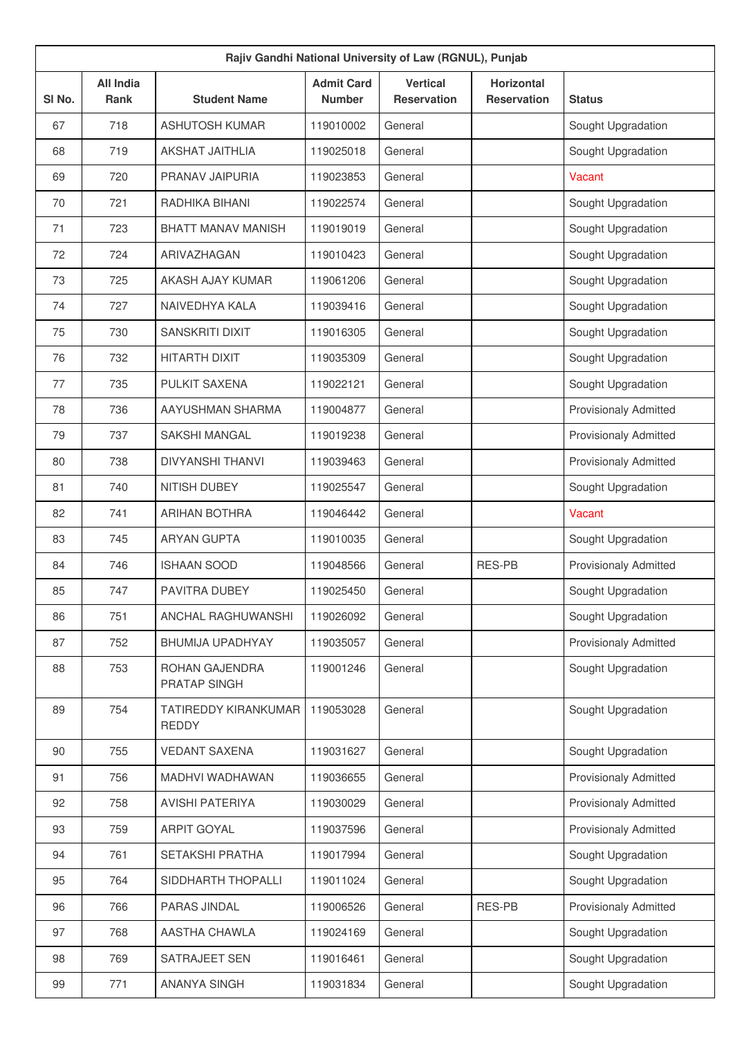| Rajiv Gandhi National University of Law (RGNUL), Punjab | | | | | | |
|---|---|---|---|---|---|---|
| Sl No. | All India Rank | Student Name | Admit Card Number | Vertical Reservation | Horizontal Reservation | Status |
| 67 | 718 | ASHUTOSH KUMAR | 119010002 | General | | Sought Upgradation |
| 68 | 719 | AKSHAT JAITHLIA | 119025018 | General | | Sought Upgradation |
| 69 | 720 | PRANAV JAIPURIA | 119023853 | General | | Vacant |
| 70 | 721 | RADHIKA BIHANI | 119022574 | General | | Sought Upgradation |
| 71 | 723 | BHATT MANAV MANISH | 119019019 | General | | Sought Upgradation |
| 72 | 724 | ARIVAZHAGAN | 119010423 | General | | Sought Upgradation |
| 73 | 725 | AKASH AJAY KUMAR | 119061206 | General | | Sought Upgradation |
| 74 | 727 | NAIVEDHYA KALA | 119039416 | General | | Sought Upgradation |
| 75 | 730 | SANSKRITI DIXIT | 119016305 | General | | Sought Upgradation |
| 76 | 732 | HITARTH DIXIT | 119035309 | General | | Sought Upgradation |
| 77 | 735 | PULKIT SAXENA | 119022121 | General | | Sought Upgradation |
| 78 | 736 | AAYUSHMAN SHARMA | 119004877 | General | | Provisionaly Admitted |
| 79 | 737 | SAKSHI MANGAL | 119019238 | General | | Provisionaly Admitted |
| 80 | 738 | DIVYANSHI THANVI | 119039463 | General | | Provisionaly Admitted |
| 81 | 740 | NITISH DUBEY | 119025547 | General | | Sought Upgradation |
| 82 | 741 | ARIHAN BOTHRA | 119046442 | General | | Vacant |
| 83 | 745 | ARYAN GUPTA | 119010035 | General | | Sought Upgradation |
| 84 | 746 | ISHAAN SOOD | 119048566 | General | RES-PB | Provisionaly Admitted |
| 85 | 747 | PAVITRA DUBEY | 119025450 | General | | Sought Upgradation |
| 86 | 751 | ANCHAL RAGHUWANSHI | 119026092 | General | | Sought Upgradation |
| 87 | 752 | BHUMIJA UPADHYAY | 119035057 | General | | Provisionaly Admitted |
| 88 | 753 | ROHAN GAJENDRA PRATAP SINGH | 119001246 | General | | Sought Upgradation |
| 89 | 754 | TATIREDDY KIRANKUMAR REDDY | 119053028 | General | | Sought Upgradation |
| 90 | 755 | VEDANT SAXENA | 119031627 | General | | Sought Upgradation |
| 91 | 756 | MADHVI WADHAWAN | 119036655 | General | | Provisionaly Admitted |
| 92 | 758 | AVISHI PATERIYA | 119030029 | General | | Provisionaly Admitted |
| 93 | 759 | ARPIT GOYAL | 119037596 | General | | Provisionaly Admitted |
| 94 | 761 | SETAKSHI PRATHA | 119017994 | General | | Sought Upgradation |
| 95 | 764 | SIDDHARTH THOPALLI | 119011024 | General | | Sought Upgradation |
| 96 | 766 | PARAS JINDAL | 119006526 | General | RES-PB | Provisionaly Admitted |
| 97 | 768 | AASTHA CHAWLA | 119024169 | General | | Sought Upgradation |
| 98 | 769 | SATRAJEET SEN | 119016461 | General | | Sought Upgradation |
| 99 | 771 | ANANYA SINGH | 119031834 | General | | Sought Upgradation |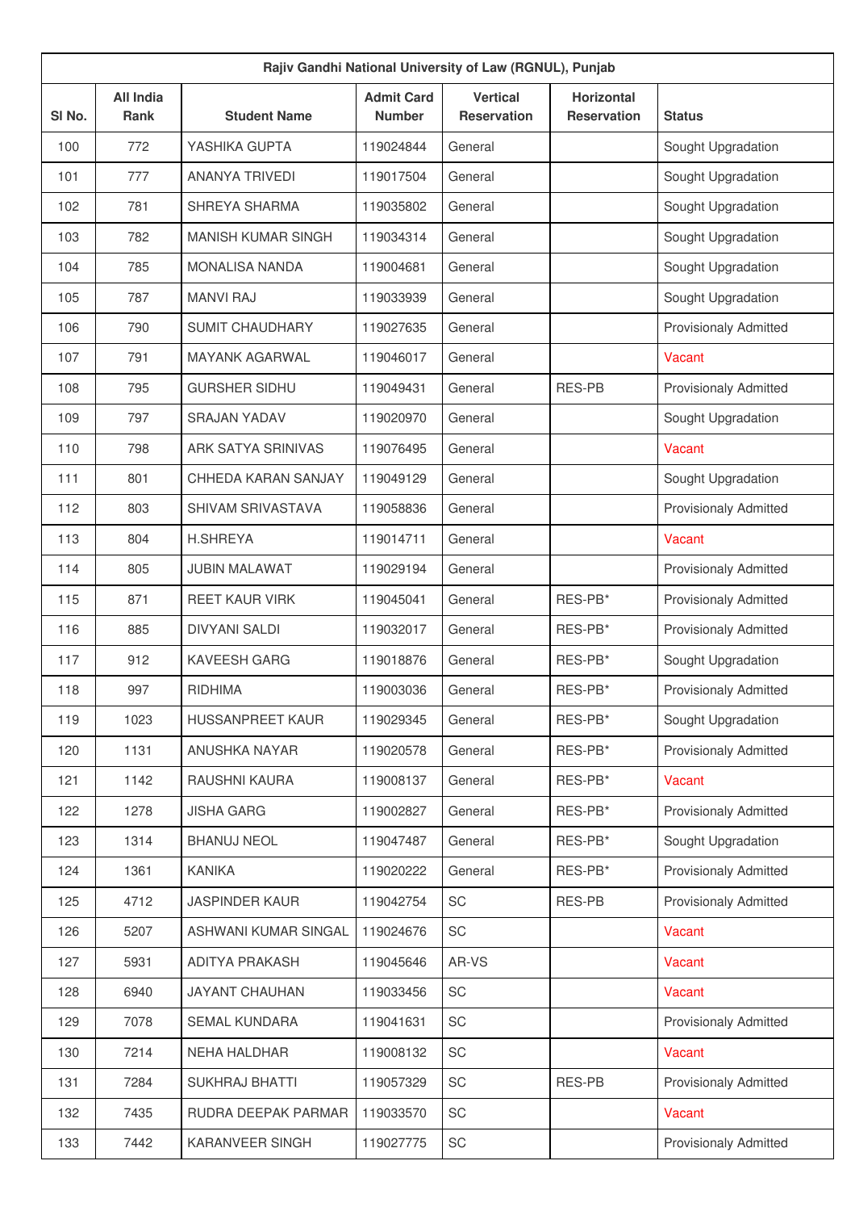| Rajiv Gandhi National University of Law (RGNUL), Punjab | | | | | | |
|---|---|---|---|---|---|---|
| Sl No. | All India Rank | Student Name | Admit Card Number | Vertical Reservation | Horizontal Reservation | Status |
| 100 | 772 | YASHIKA GUPTA | 119024844 | General | | Sought Upgradation |
| 101 | 777 | ANANYA TRIVEDI | 119017504 | General | | Sought Upgradation |
| 102 | 781 | SHREYA SHARMA | 119035802 | General | | Sought Upgradation |
| 103 | 782 | MANISH KUMAR SINGH | 119034314 | General | | Sought Upgradation |
| 104 | 785 | MONALISA NANDA | 119004681 | General | | Sought Upgradation |
| 105 | 787 | MANVI RAJ | 119033939 | General | | Sought Upgradation |
| 106 | 790 | SUMIT CHAUDHARY | 119027635 | General | | Provisionaly Admitted |
| 107 | 791 | MAYANK AGARWAL | 119046017 | General | | Vacant |
| 108 | 795 | GURSHER SIDHU | 119049431 | General | RES-PB | Provisionaly Admitted |
| 109 | 797 | SRAJAN YADAV | 119020970 | General | | Sought Upgradation |
| 110 | 798 | ARK SATYA SRINIVAS | 119076495 | General | | Vacant |
| 111 | 801 | CHHEDA KARAN SANJAY | 119049129 | General | | Sought Upgradation |
| 112 | 803 | SHIVAM SRIVASTAVA | 119058836 | General | | Provisionaly Admitted |
| 113 | 804 | H.SHREYA | 119014711 | General | | Vacant |
| 114 | 805 | JUBIN MALAWAT | 119029194 | General | | Provisionaly Admitted |
| 115 | 871 | REET KAUR VIRK | 119045041 | General | RES-PB* | Provisionaly Admitted |
| 116 | 885 | DIVYANI SALDI | 119032017 | General | RES-PB* | Provisionaly Admitted |
| 117 | 912 | KAVEESH GARG | 119018876 | General | RES-PB* | Sought Upgradation |
| 118 | 997 | RIDHIMA | 119003036 | General | RES-PB* | Provisionaly Admitted |
| 119 | 1023 | HUSSANPREET KAUR | 119029345 | General | RES-PB* | Sought Upgradation |
| 120 | 1131 | ANUSHKA NAYAR | 119020578 | General | RES-PB* | Provisionaly Admitted |
| 121 | 1142 | RAUSHNI KAURA | 119008137 | General | RES-PB* | Vacant |
| 122 | 1278 | JISHA GARG | 119002827 | General | RES-PB* | Provisionaly Admitted |
| 123 | 1314 | BHANUJ NEOL | 119047487 | General | RES-PB* | Sought Upgradation |
| 124 | 1361 | KANIKA | 119020222 | General | RES-PB* | Provisionaly Admitted |
| 125 | 4712 | JASPINDER KAUR | 119042754 | SC | RES-PB | Provisionaly Admitted |
| 126 | 5207 | ASHWANI KUMAR SINGAL | 119024676 | SC | | Vacant |
| 127 | 5931 | ADITYA PRAKASH | 119045646 | AR-VS | | Vacant |
| 128 | 6940 | JAYANT CHAUHAN | 119033456 | SC | | Vacant |
| 129 | 7078 | SEMAL KUNDARA | 119041631 | SC | | Provisionaly Admitted |
| 130 | 7214 | NEHA HALDHAR | 119008132 | SC | | Vacant |
| 131 | 7284 | SUKHRAJ BHATTI | 119057329 | SC | RES-PB | Provisionaly Admitted |
| 132 | 7435 | RUDRA DEEPAK PARMAR | 119033570 | SC | | Vacant |
| 133 | 7442 | KARANVEER SINGH | 119027775 | SC | | Provisionaly Admitted |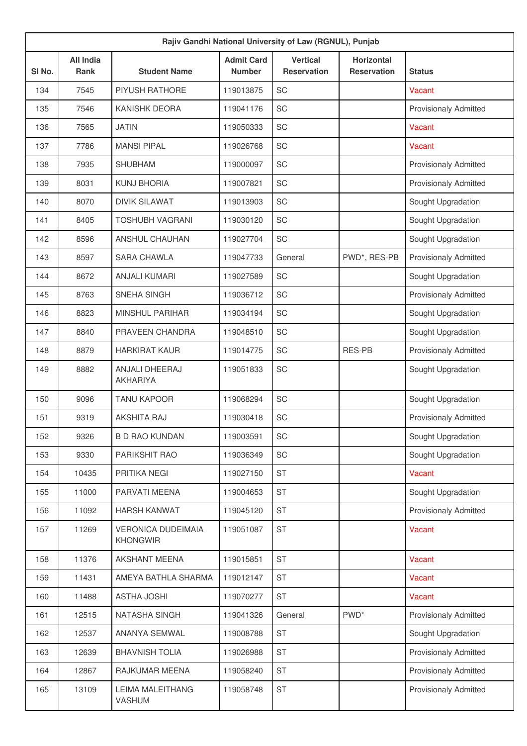| Rajiv Gandhi National University of Law (RGNUL), Punjab | | | | | | |
|---|---|---|---|---|---|---|
| Sl No. | All India Rank | Student Name | Admit Card Number | Vertical Reservation | Horizontal Reservation | Status |
| 134 | 7545 | PIYUSH RATHORE | 119013875 | SC | | Vacant |
| 135 | 7546 | KANISHK DEORA | 119041176 | SC | | Provisionaly Admitted |
| 136 | 7565 | JATIN | 119050333 | SC | | Vacant |
| 137 | 7786 | MANSI PIPAL | 119026768 | SC | | Vacant |
| 138 | 7935 | SHUBHAM | 119000097 | SC | | Provisionaly Admitted |
| 139 | 8031 | KUNJ BHORIA | 119007821 | SC | | Provisionaly Admitted |
| 140 | 8070 | DIVIK SILAWAT | 119013903 | SC | | Sought Upgradation |
| 141 | 8405 | TOSHUBH VAGRANI | 119030120 | SC | | Sought Upgradation |
| 142 | 8596 | ANSHUL CHAUHAN | 119027704 | SC | | Sought Upgradation |
| 143 | 8597 | SARA CHAWLA | 119047733 | General | PWD*, RES-PB | Provisionaly Admitted |
| 144 | 8672 | ANJALI KUMARI | 119027589 | SC | | Sought Upgradation |
| 145 | 8763 | SNEHA SINGH | 119036712 | SC | | Provisionaly Admitted |
| 146 | 8823 | MINSHUL PARIHAR | 119034194 | SC | | Sought Upgradation |
| 147 | 8840 | PRAVEEN CHANDRA | 119048510 | SC | | Sought Upgradation |
| 148 | 8879 | HARKIRAT KAUR | 119014775 | SC | RES-PB | Provisionaly Admitted |
| 149 | 8882 | ANJALI DHEERAJ AKHARIYA | 119051833 | SC | | Sought Upgradation |
| 150 | 9096 | TANU KAPOOR | 119068294 | SC | | Sought Upgradation |
| 151 | 9319 | AKSHITA RAJ | 119030418 | SC | | Provisionaly Admitted |
| 152 | 9326 | B D RAO KUNDAN | 119003591 | SC | | Sought Upgradation |
| 153 | 9330 | PARIKSHIT RAO | 119036349 | SC | | Sought Upgradation |
| 154 | 10435 | PRITIKA NEGI | 119027150 | ST | | Vacant |
| 155 | 11000 | PARVATI MEENA | 119004653 | ST | | Sought Upgradation |
| 156 | 11092 | HARSH KANWAT | 119045120 | ST | | Provisionaly Admitted |
| 157 | 11269 | VERONICA DUDEIMAIA KHONGWIR | 119051087 | ST | | Vacant |
| 158 | 11376 | AKSHANT MEENA | 119015851 | ST | | Vacant |
| 159 | 11431 | AMEYA BATHLA SHARMA | 119012147 | ST | | Vacant |
| 160 | 11488 | ASTHA JOSHI | 119070277 | ST | | Vacant |
| 161 | 12515 | NATASHA SINGH | 119041326 | General | PWD* | Provisionaly Admitted |
| 162 | 12537 | ANANYA SEMWAL | 119008788 | ST | | Sought Upgradation |
| 163 | 12639 | BHAVNISH TOLIA | 119026988 | ST | | Provisionaly Admitted |
| 164 | 12867 | RAJKUMAR MEENA | 119058240 | ST | | Provisionaly Admitted |
| 165 | 13109 | LEIMA MALEITHANG VASHUM | 119058748 | ST | | Provisionaly Admitted |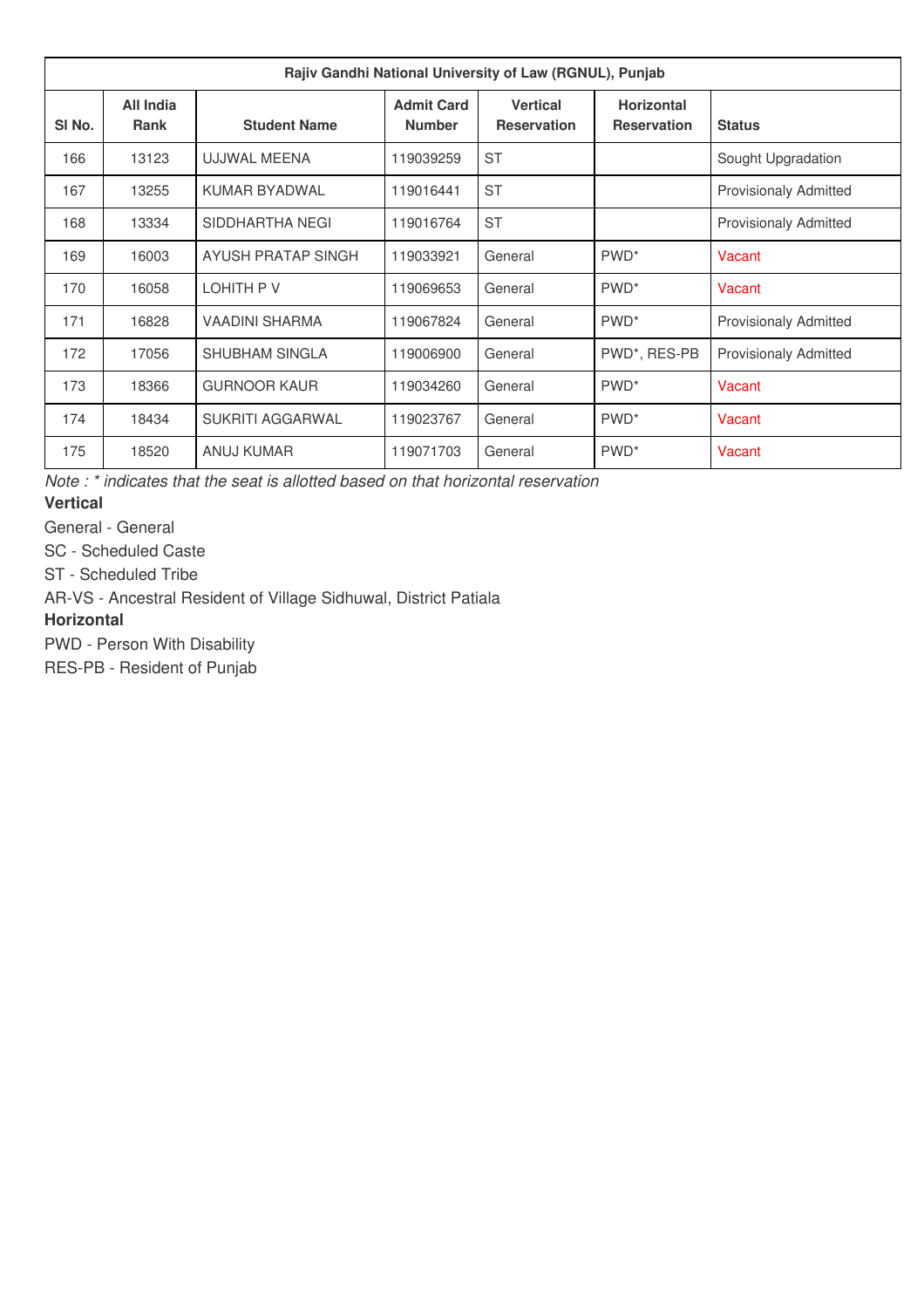| Rajiv Gandhi National University of Law (RGNUL), Punjab | | | | | | |
|---|---|---|---|---|---|---|
| Sl No. | All India Rank | Student Name | Admit Card Number | Vertical Reservation | Horizontal Reservation | Status |
| 166 | 13123 | UJJWAL MEENA | 119039259 | ST | | Sought Upgradation |
| 167 | 13255 | KUMAR BYADWAL | 119016441 | ST | | Provisionaly Admitted |
| 168 | 13334 | SIDDHARTHA NEGI | 119016764 | ST | | Provisionaly Admitted |
| 169 | 16003 | AYUSH PRATAP SINGH | 119033921 | General | PWD* | Vacant |
| 170 | 16058 | LOHITH P V | 119069653 | General | PWD* | Vacant |
| 171 | 16828 | VAADINI SHARMA | 119067824 | General | PWD* | Provisionaly Admitted |
| 172 | 17056 | SHUBHAM SINGLA | 119006900 | General | PWD*, RES-PB | Provisionaly Admitted |
| 173 | 18366 | GURNOOR KAUR | 119034260 | General | PWD* | Vacant |
| 174 | 18434 | SUKRITI AGGARWAL | 119023767 | General | PWD* | Vacant |
| 175 | 18520 | ANUJ KUMAR | 119071703 | General | PWD* | Vacant |

*Note : * indicates that the seat is allotted based on that horizontal reservation*

**Vertical**

General - General

SC - Scheduled Caste

ST - Scheduled Tribe

AR-VS - Ancestral Resident of Village Sidhuwal, District Patiala

**Horizontal**

PWD - Person With Disability

RES-PB - Resident of Punjab